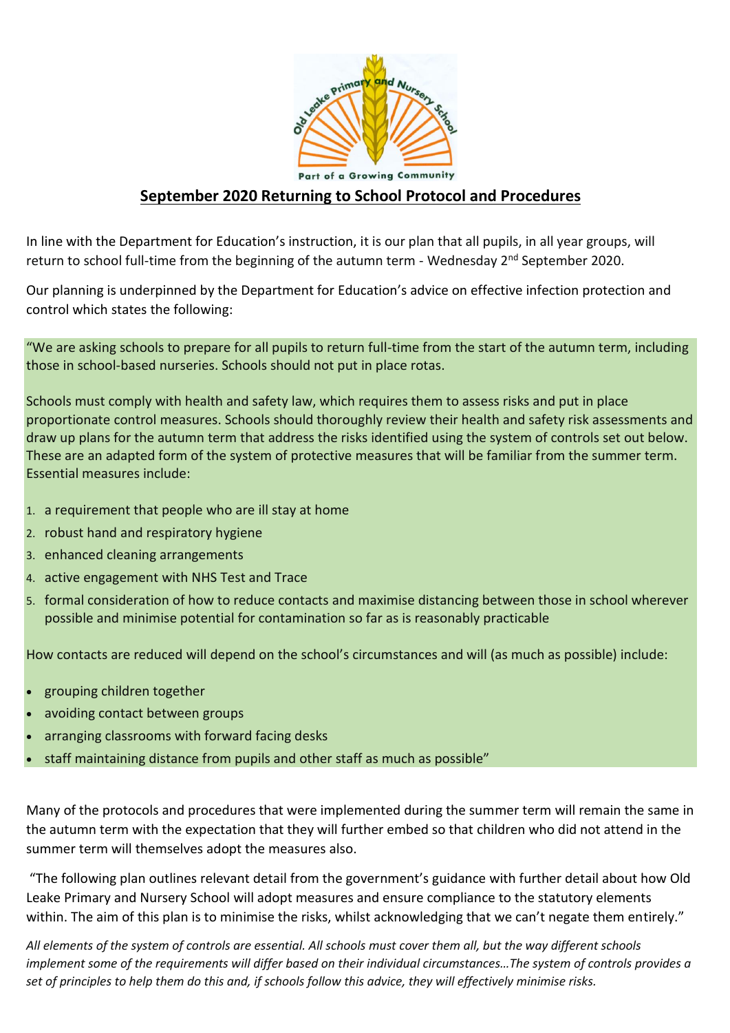Part of a Growing Community

## September 2020 Returning to School Protocol and Procedures

In line with the Department for Education's instruction, it is our plan that all pupils, in all year groups, will return to school full-time from the beginning of the autumn term - Wednesday 2nd September 2020.

Our planning is underpinned by the Department for Education's advice on effective infection protection and control which states the following:

"We are asking schools to prepare for all pupils to return full-time from the start of the autumn term, including those in school-based nurseries. Schools should not put in place rotas.

Schools must comply with health and safety law, which requires them to assess risks and put in place proportionate control measures. Schools should thoroughly review their health and safety risk assessments and draw up plans for the autumn term that address the risks identified using the system of controls set out below. These are an adapted form of the system of protective measures that will be familiar from the summer term. Essential measures include:

1. a requirement that people who are ill stay at home
2. robust hand and respiratory hygiene
3. enhanced cleaning arrangements
4. active engagement with NHS Test and Trace
5. formal consideration of how to reduce contacts and maximise distancing between those in school wherever possible and minimise potential for contamination so far as is reasonably practicable

How contacts are reduced will depend on the school's circumstances and will (as much as possible) include:

- grouping children together
- avoiding contact between groups
- arranging classrooms with forward facing desks
- staff maintaining distance from pupils and other staff as much as possible"

Many of the protocols and procedures that were implemented during the summer term will remain the same in the autumn term with the expectation that they will further embed so that children who did not attend in the summer term will themselves adopt the measures also.

"The following plan outlines relevant detail from the government's guidance with further detail about how Old Leake Primary and Nursery School will adopt measures and ensure compliance to the statutory elements within. The aim of this plan is to minimise the risks, whilst acknowledging that we can't negate them entirely."

*All elements of the system of controls are essential. All schools must cover them all, but the way different schools implement some of the requirements will differ based on their individual circumstances…The system of controls provides a set of principles to help them do this and, if schools follow this advice, they will effectively minimise risks.*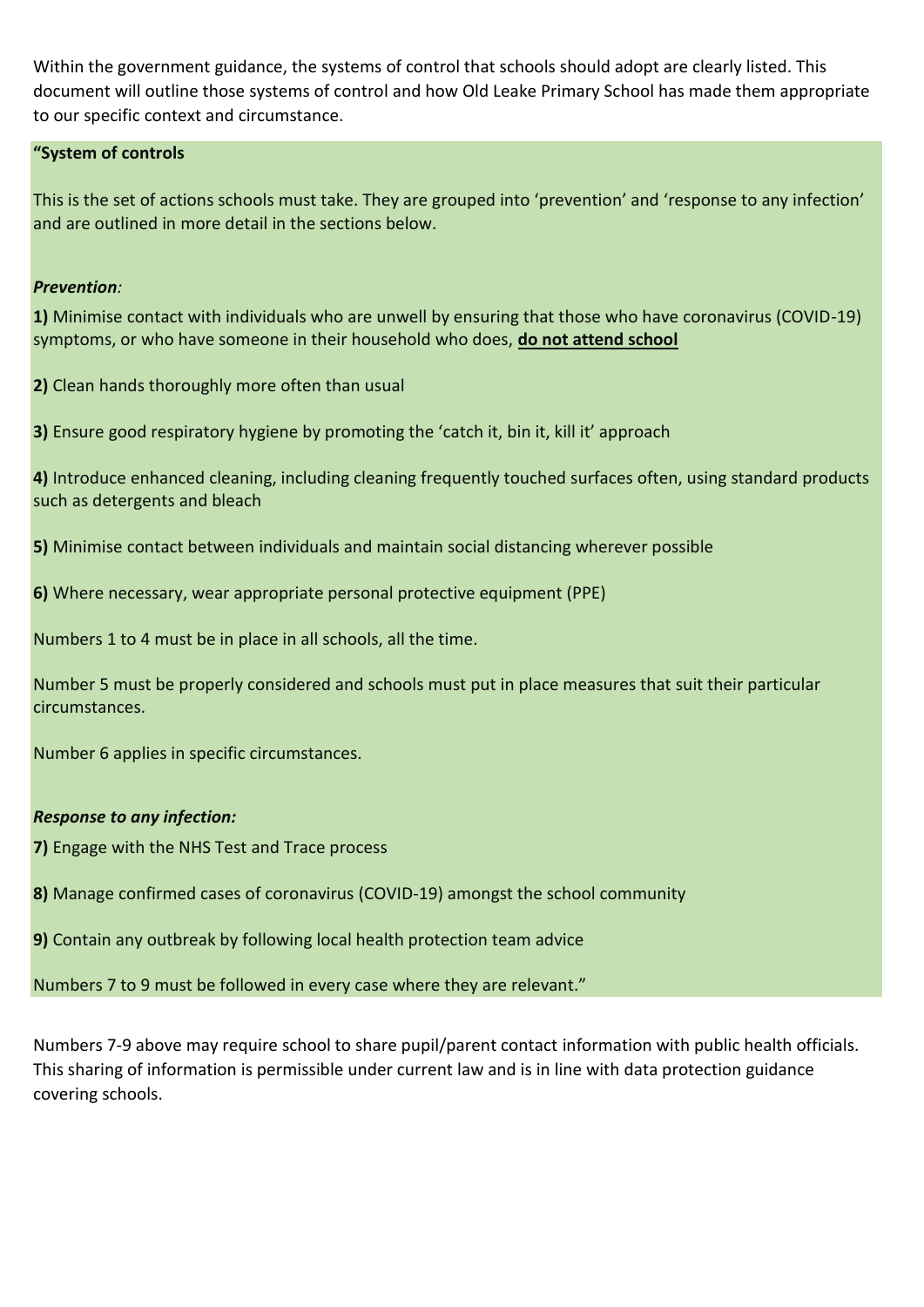Within the government guidance, the systems of control that schools should adopt are clearly listed. This document will outline those systems of control and how Old Leake Primary School has made them appropriate to our specific context and circumstance.

**"System of controls**

This is the set of actions schools must take. They are grouped into 'prevention' and 'response to any infection' and are outlined in more detail in the sections below.

***Prevention:***

**1)** Minimise contact with individuals who are unwell by ensuring that those who have coronavirus (COVID-19) symptoms, or who have someone in their household who does, **do not attend school**

**2)** Clean hands thoroughly more often than usual

**3)** Ensure good respiratory hygiene by promoting the 'catch it, bin it, kill it' approach

**4)** Introduce enhanced cleaning, including cleaning frequently touched surfaces often, using standard products such as detergents and bleach

**5)** Minimise contact between individuals and maintain social distancing wherever possible

**6)** Where necessary, wear appropriate personal protective equipment (PPE)

Numbers 1 to 4 must be in place in all schools, all the time.

Number 5 must be properly considered and schools must put in place measures that suit their particular circumstances.

Number 6 applies in specific circumstances.

***Response to any infection:***

**7)** Engage with the NHS Test and Trace process

**8)** Manage confirmed cases of coronavirus (COVID-19) amongst the school community

**9)** Contain any outbreak by following local health protection team advice

Numbers 7 to 9 must be followed in every case where they are relevant."

Numbers 7-9 above may require school to share pupil/parent contact information with public health officials. This sharing of information is permissible under current law and is in line with data protection guidance covering schools.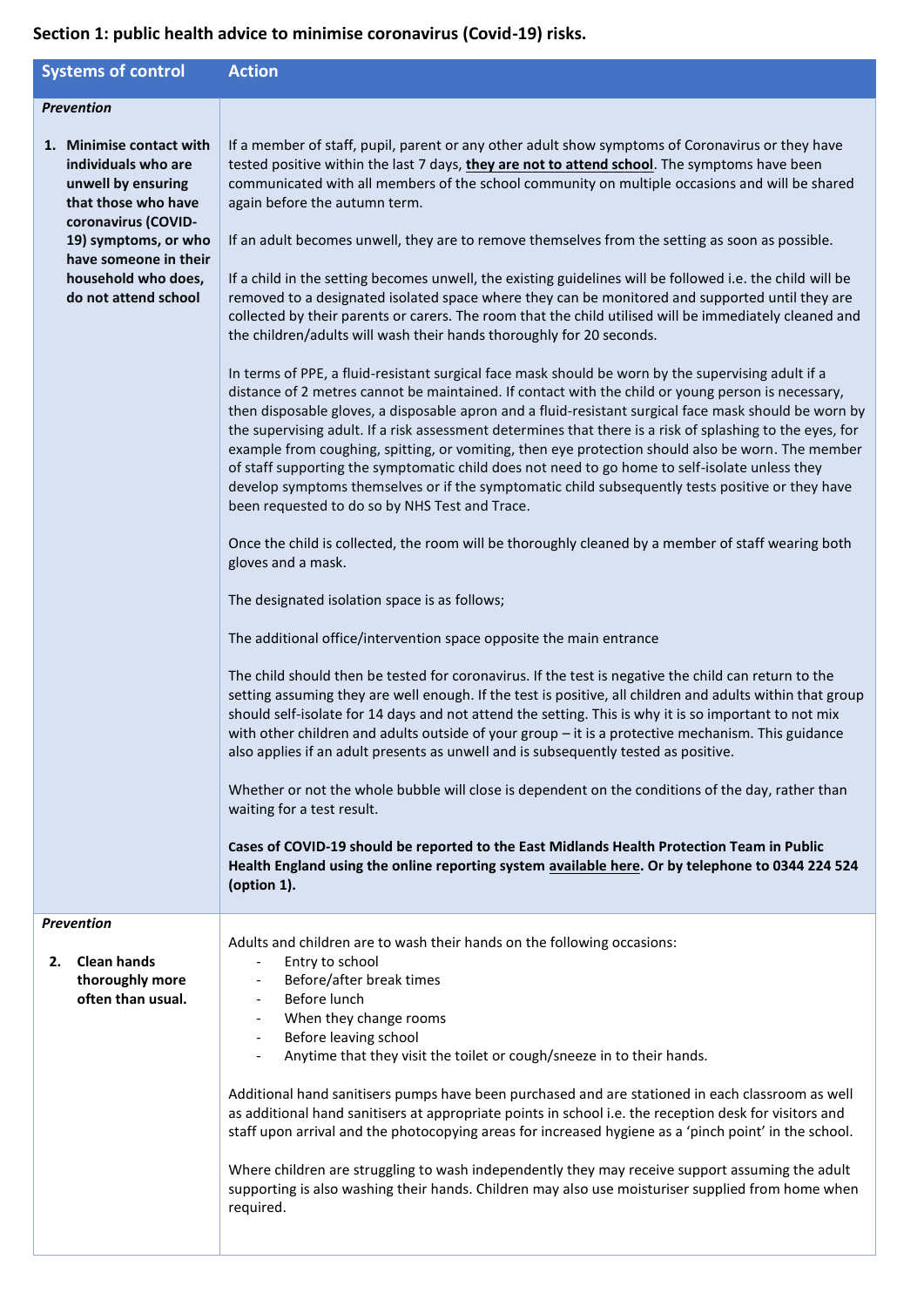## Section 1: public health advice to minimise coronavirus (Covid-19) risks.

| Systems of control | Action |
|---|---|
| ***Prevention***<br><br>**1. Minimise contact with individuals who are unwell by ensuring that those who have coronavirus (COVID-19) symptoms, or who have someone in their household who does, do not attend school** | If a member of staff, pupil, parent or any other adult show symptoms of Coronavirus or they have tested positive within the last 7 days, **they are not to attend school**. The symptoms have been communicated with all members of the school community on multiple occasions and will be shared again before the autumn term.<br><br>If an adult becomes unwell, they are to remove themselves from the setting as soon as possible.<br><br>If a child in the setting becomes unwell, the existing guidelines will be followed i.e. the child will be removed to a designated isolated space where they can be monitored and supported until they are collected by their parents or carers. The room that the child utilised will be immediately cleaned and the children/adults will wash their hands thoroughly for 20 seconds.<br><br>In terms of PPE, a fluid-resistant surgical face mask should be worn by the supervising adult if a distance of 2 metres cannot be maintained. If contact with the child or young person is necessary, then disposable gloves, a disposable apron and a fluid-resistant surgical face mask should be worn by the supervising adult. If a risk assessment determines that there is a risk of splashing to the eyes, for example from coughing, spitting, or vomiting, then eye protection should also be worn. The member of staff supporting the symptomatic child does not need to go home to self-isolate unless they develop symptoms themselves or if the symptomatic child subsequently tests positive or they have been requested to do so by NHS Test and Trace.<br><br>Once the child is collected, the room will be thoroughly cleaned by a member of staff wearing both gloves and a mask.<br><br>The designated isolation space is as follows;<br><br>The additional office/intervention space opposite the main entrance<br><br>The child should then be tested for coronavirus. If the test is negative the child can return to the setting assuming they are well enough. If the test is positive, all children and adults within that group should self-isolate for 14 days and not attend the setting. This is why it is so important to not mix with other children and adults outside of your group – it is a protective mechanism. This guidance also applies if an adult presents as unwell and is subsequently tested as positive.<br><br>Whether or not the whole bubble will close is dependent on the conditions of the day, rather than waiting for a test result.<br><br>**Cases of COVID-19 should be reported to the East Midlands Health Protection Team in Public Health England using the online reporting system available here. Or by telephone to 0344 224 524 (option 1).** |
| ***Prevention***<br><br>**2. Clean hands thoroughly more often than usual.** | Adults and children are to wash their hands on the following occasions:<br>- Entry to school<br>- Before/after break times<br>- Before lunch<br>- When they change rooms<br>- Before leaving school<br>- Anytime that they visit the toilet or cough/sneeze in to their hands.<br><br>Additional hand sanitisers pumps have been purchased and are stationed in each classroom as well as additional hand sanitisers at appropriate points in school i.e. the reception desk for visitors and staff upon arrival and the photocopying areas for increased hygiene as a 'pinch point' in the school.<br><br>Where children are struggling to wash independently they may receive support assuming the adult supporting is also washing their hands. Children may also use moisturiser supplied from home when required. |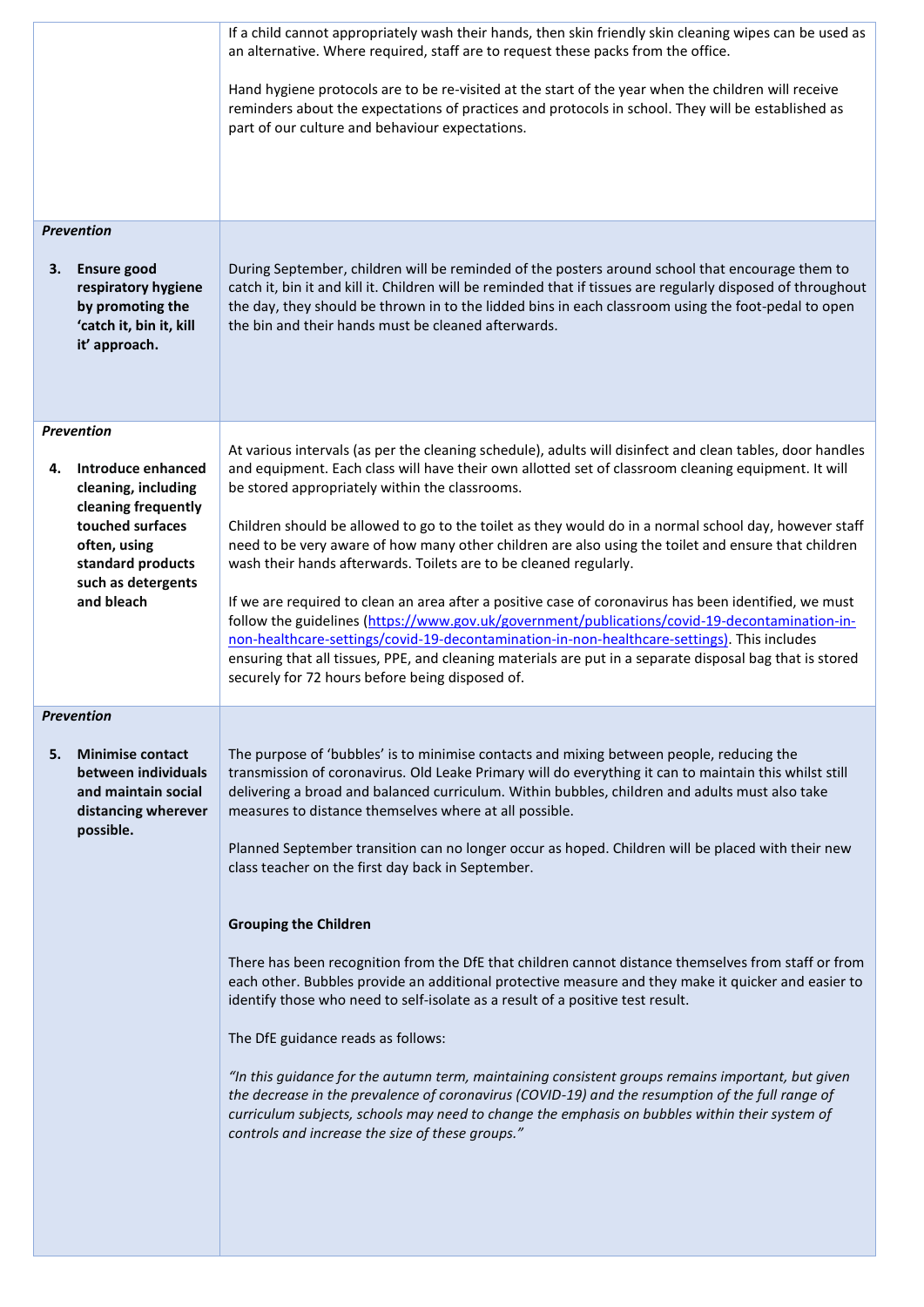| | |
|---|---|
| | If a child cannot appropriately wash their hands, then skin friendly skin cleaning wipes can be used as an alternative. Where required, staff are to request these packs from the office.<br><br>Hand hygiene protocols are to be re-visited at the start of the year when the children will receive reminders about the expectations of practices and protocols in school. They will be established as part of our culture and behaviour expectations. |
| ***Prevention***<br><br>**3. Ensure good respiratory hygiene by promoting the 'catch it, bin it, kill it' approach.** | During September, children will be reminded of the posters around school that encourage them to catch it, bin it and kill it. Children will be reminded that if tissues are regularly disposed of throughout the day, they should be thrown in to the lidded bins in each classroom using the foot-pedal to open the bin and their hands must be cleaned afterwards. |
| ***Prevention***<br><br>**4. Introduce enhanced cleaning, including cleaning frequently touched surfaces often, using standard products such as detergents and bleach** | At various intervals (as per the cleaning schedule), adults will disinfect and clean tables, door handles and equipment. Each class will have their own allotted set of classroom cleaning equipment. It will be stored appropriately within the classrooms.<br><br>Children should be allowed to go to the toilet as they would do in a normal school day, however staff need to be very aware of how many other children are also using the toilet and ensure that children wash their hands afterwards. Toilets are to be cleaned regularly.<br><br>If we are required to clean an area after a positive case of coronavirus has been identified, we must follow the guidelines (https://www.gov.uk/government/publications/covid-19-decontamination-in-non-healthcare-settings/covid-19-decontamination-in-non-healthcare-settings). This includes ensuring that all tissues, PPE, and cleaning materials are put in a separate disposal bag that is stored securely for 72 hours before being disposed of. |
| ***Prevention***<br><br>**5. Minimise contact between individuals and maintain social distancing wherever possible.** | The purpose of 'bubbles' is to minimise contacts and mixing between people, reducing the transmission of coronavirus. Old Leake Primary will do everything it can to maintain this whilst still delivering a broad and balanced curriculum. Within bubbles, children and adults must also take measures to distance themselves where at all possible.<br><br>Planned September transition can no longer occur as hoped. Children will be placed with their new class teacher on the first day back in September.<br><br>**Grouping the Children**<br><br>There has been recognition from the DfE that children cannot distance themselves from staff or from each other. Bubbles provide an additional protective measure and they make it quicker and easier to identify those who need to self-isolate as a result of a positive test result.<br><br>The DfE guidance reads as follows:<br><br>*"In this guidance for the autumn term, maintaining consistent groups remains important, but given the decrease in the prevalence of coronavirus (COVID-19) and the resumption of the full range of curriculum subjects, schools may need to change the emphasis on bubbles within their system of controls and increase the size of these groups."* |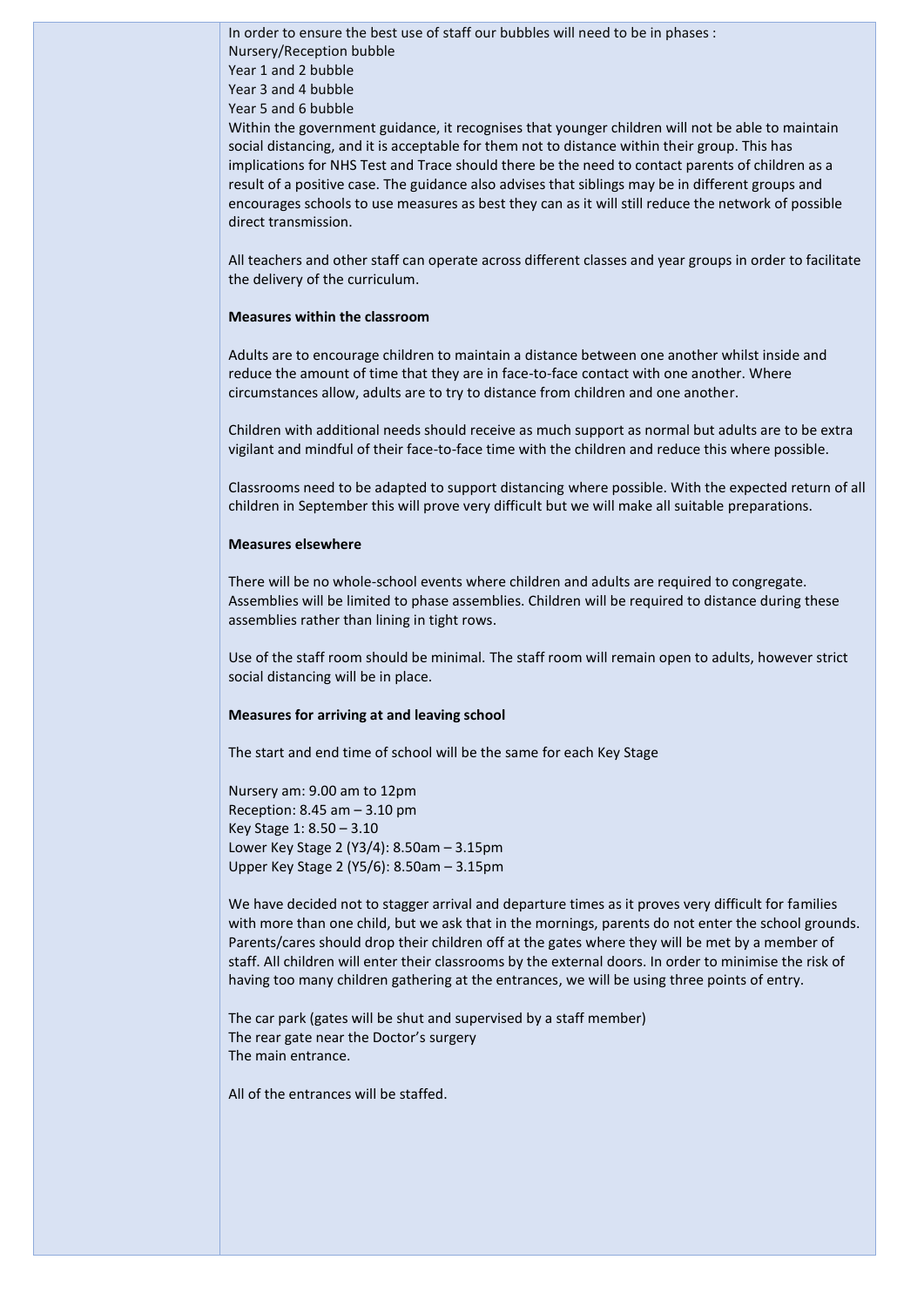In order to ensure the best use of staff our bubbles will need to be in phases :

Nursery/Reception bubble

Year 1 and 2 bubble

Year 3 and 4 bubble

Year 5 and 6 bubble

Within the government guidance, it recognises that younger children will not be able to maintain social distancing, and it is acceptable for them not to distance within their group. This has implications for NHS Test and Trace should there be the need to contact parents of children as a result of a positive case. The guidance also advises that siblings may be in different groups and encourages schools to use measures as best they can as it will still reduce the network of possible direct transmission.

All teachers and other staff can operate across different classes and year groups in order to facilitate the delivery of the curriculum.

**Measures within the classroom**

Adults are to encourage children to maintain a distance between one another whilst inside and reduce the amount of time that they are in face-to-face contact with one another. Where circumstances allow, adults are to try to distance from children and one another.

Children with additional needs should receive as much support as normal but adults are to be extra vigilant and mindful of their face-to-face time with the children and reduce this where possible.

Classrooms need to be adapted to support distancing where possible. With the expected return of all children in September this will prove very difficult but we will make all suitable preparations.

**Measures elsewhere**

There will be no whole-school events where children and adults are required to congregate. Assemblies will be limited to phase assemblies. Children will be required to distance during these assemblies rather than lining in tight rows.

Use of the staff room should be minimal. The staff room will remain open to adults, however strict social distancing will be in place.

**Measures for arriving at and leaving school**

The start and end time of school will be the same for each Key Stage

Nursery am: 9.00 am to 12pm

Reception: 8.45 am – 3.10 pm

Key Stage 1: 8.50 – 3.10

Lower Key Stage 2 (Y3/4): 8.50am – 3.15pm

Upper Key Stage 2 (Y5/6): 8.50am – 3.15pm

We have decided not to stagger arrival and departure times as it proves very difficult for families with more than one child, but we ask that in the mornings, parents do not enter the school grounds. Parents/cares should drop their children off at the gates where they will be met by a member of staff. All children will enter their classrooms by the external doors. In order to minimise the risk of having too many children gathering at the entrances, we will be using three points of entry.

The car park (gates will be shut and supervised by a staff member)

The rear gate near the Doctor's surgery

The main entrance.

All of the entrances will be staffed.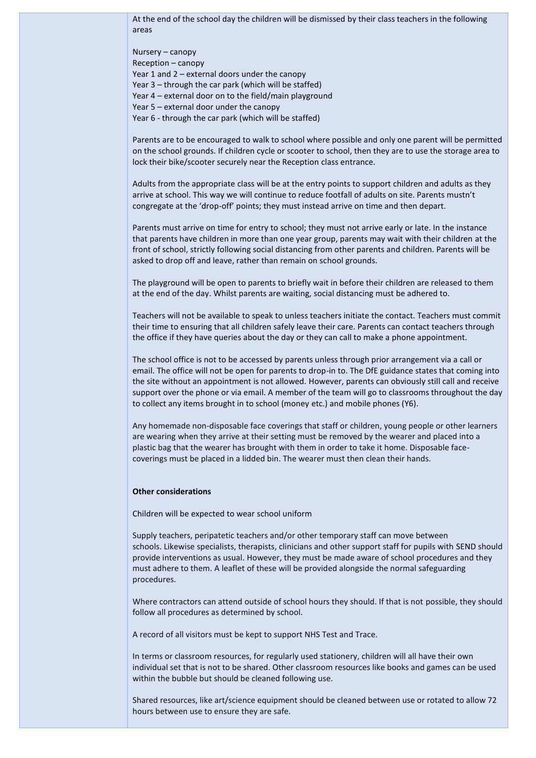At the end of the school day the children will be dismissed by their class teachers in the following areas

Nursery – canopy
Reception – canopy
Year 1 and 2 – external doors under the canopy
Year 3 – through the car park (which will be staffed)
Year 4 – external door on to the field/main playground
Year 5 – external door under the canopy
Year 6 - through the car park (which will be staffed)

Parents are to be encouraged to walk to school where possible and only one parent will be permitted on the school grounds. If children cycle or scooter to school, then they are to use the storage area to lock their bike/scooter securely near the Reception class entrance.

Adults from the appropriate class will be at the entry points to support children and adults as they arrive at school. This way we will continue to reduce footfall of adults on site. Parents mustn't congregate at the 'drop-off' points; they must instead arrive on time and then depart.

Parents must arrive on time for entry to school; they must not arrive early or late. In the instance that parents have children in more than one year group, parents may wait with their children at the front of school, strictly following social distancing from other parents and children. Parents will be asked to drop off and leave, rather than remain on school grounds.

The playground will be open to parents to briefly wait in before their children are released to them at the end of the day. Whilst parents are waiting, social distancing must be adhered to.

Teachers will not be available to speak to unless teachers initiate the contact. Teachers must commit their time to ensuring that all children safely leave their care. Parents can contact teachers through the office if they have queries about the day or they can call to make a phone appointment.

The school office is not to be accessed by parents unless through prior arrangement via a call or email. The office will not be open for parents to drop-in to. The DfE guidance states that coming into the site without an appointment is not allowed. However, parents can obviously still call and receive support over the phone or via email. A member of the team will go to classrooms throughout the day to collect any items brought in to school (money etc.) and mobile phones (Y6).

Any homemade non-disposable face coverings that staff or children, young people or other learners are wearing when they arrive at their setting must be removed by the wearer and placed into a plastic bag that the wearer has brought with them in order to take it home. Disposable face-coverings must be placed in a lidded bin. The wearer must then clean their hands.

**Other considerations**

Children will be expected to wear school uniform

Supply teachers, peripatetic teachers and/or other temporary staff can move between schools. Likewise specialists, therapists, clinicians and other support staff for pupils with SEND should provide interventions as usual. However, they must be made aware of school procedures and they must adhere to them. A leaflet of these will be provided alongside the normal safeguarding procedures.

Where contractors can attend outside of school hours they should. If that is not possible, they should follow all procedures as determined by school.

A record of all visitors must be kept to support NHS Test and Trace.

In terms or classroom resources, for regularly used stationery, children will all have their own individual set that is not to be shared. Other classroom resources like books and games can be used within the bubble but should be cleaned following use.

Shared resources, like art/science equipment should be cleaned between use or rotated to allow 72 hours between use to ensure they are safe.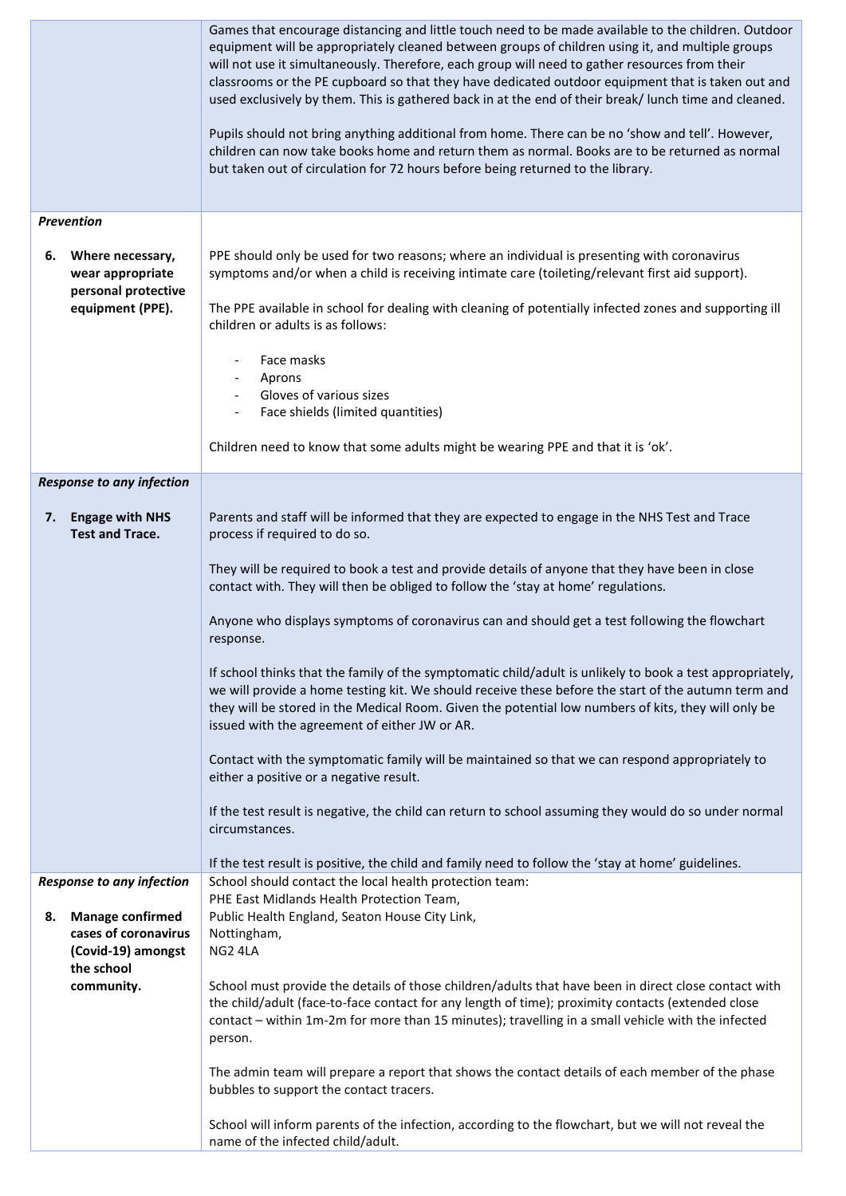| | |
|---|---|
| | Games that encourage distancing and little touch need to be made available to the children. Outdoor equipment will be appropriately cleaned between groups of children using it, and multiple groups will not use it simultaneously. Therefore, each group will need to gather resources from their classrooms or the PE cupboard so that they have dedicated outdoor equipment that is taken out and used exclusively by them. This is gathered back in at the end of their break/ lunch time and cleaned.<br><br>Pupils should not bring anything additional from home. There can be no 'show and tell'. However, children can now take books home and return them as normal. Books are to be returned as normal but taken out of circulation for 72 hours before being returned to the library. |
| ***Prevention***<br><br>**6. Where necessary, wear appropriate personal protective equipment (PPE).** | PPE should only be used for two reasons; where an individual is presenting with coronavirus symptoms and/or when a child is receiving intimate care (toileting/relevant first aid support).<br><br>The PPE available in school for dealing with cleaning of potentially infected zones and supporting ill children or adults is as follows:<br><br>- Face masks<br>- Aprons<br>- Gloves of various sizes<br>- Face shields (limited quantities)<br><br>Children need to know that some adults might be wearing PPE and that it is 'ok'. |
| ***Response to any infection***<br><br>**7. Engage with NHS Test and Trace.** | Parents and staff will be informed that they are expected to engage in the NHS Test and Trace process if required to do so.<br><br>They will be required to book a test and provide details of anyone that they have been in close contact with. They will then be obliged to follow the 'stay at home' regulations.<br><br>Anyone who displays symptoms of coronavirus can and should get a test following the flowchart response.<br><br>If school thinks that the family of the symptomatic child/adult is unlikely to book a test appropriately, we will provide a home testing kit. We should receive these before the start of the autumn term and they will be stored in the Medical Room. Given the potential low numbers of kits, they will only be issued with the agreement of either JW or AR.<br><br>Contact with the symptomatic family will be maintained so that we can respond appropriately to either a positive or a negative result.<br><br>If the test result is negative, the child can return to school assuming they would do so under normal circumstances.<br><br>If the test result is positive, the child and family need to follow the 'stay at home' guidelines. |
| ***Response to any infection***<br><br>**8. Manage confirmed cases of coronavirus (Covid-19) amongst the school community.** | School should contact the local health protection team:<br>PHE East Midlands Health Protection Team,<br>Public Health England, Seaton House City Link,<br>Nottingham,<br>NG2 4LA<br><br>School must provide the details of those children/adults that have been in direct close contact with the child/adult (face-to-face contact for any length of time); proximity contacts (extended close contact – within 1m-2m for more than 15 minutes); travelling in a small vehicle with the infected person.<br><br>The admin team will prepare a report that shows the contact details of each member of the phase bubbles to support the contact tracers.<br><br>School will inform parents of the infection, according to the flowchart, but we will not reveal the name of the infected child/adult. |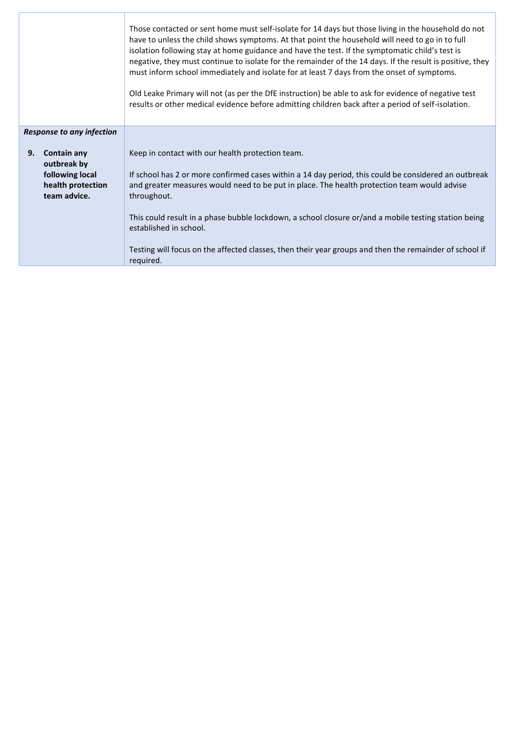| | |
|---|---|
| | Those contacted or sent home must self-isolate for 14 days but those living in the household do not have to unless the child shows symptoms. At that point the household will need to go in to full isolation following stay at home guidance and have the test. If the symptomatic child's test is negative, they must continue to isolate for the remainder of the 14 days. If the result is positive, they must inform school immediately and isolate for at least 7 days from the onset of symptoms.<br><br>Old Leake Primary will not (as per the DfE instruction) be able to ask for evidence of negative test results or other medical evidence before admitting children back after a period of self-isolation. |
| ***Response to any infection*** | |
| **9. Contain any outbreak by following local health protection team advice.** | Keep in contact with our health protection team.<br><br>If school has 2 or more confirmed cases within a 14 day period, this could be considered an outbreak and greater measures would need to be put in place. The health protection team would advise throughout.<br><br>This could result in a phase bubble lockdown, a school closure or/and a mobile testing station being established in school.<br><br>Testing will focus on the affected classes, then their year groups and then the remainder of school if required. |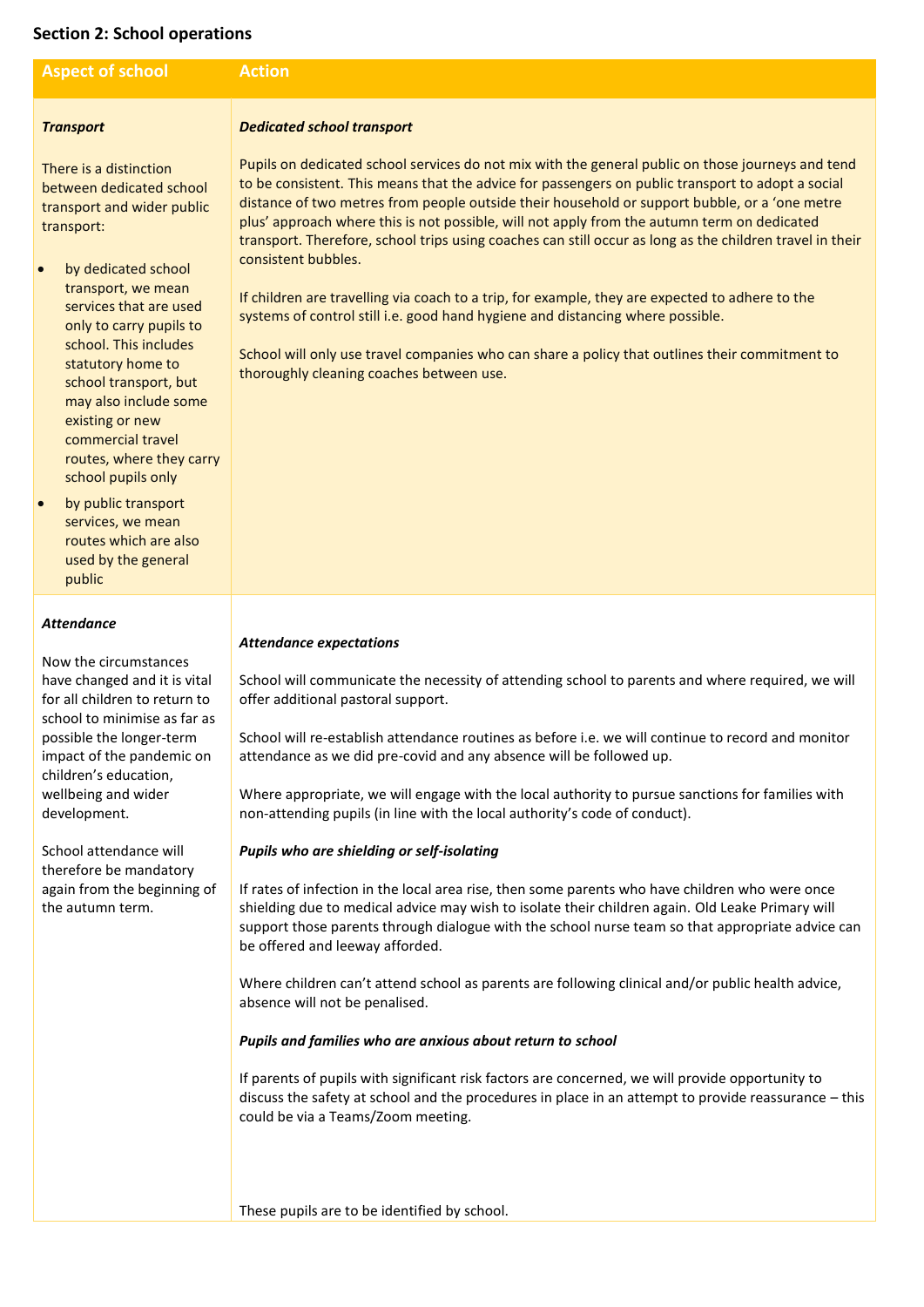## Section 2: School operations

| Aspect of school | Action |
|---|---|
| ***Transport***<br><br>There is a distinction between dedicated school transport and wider public transport:<br><br>• by dedicated school transport, we mean services that are used only to carry pupils to school. This includes statutory home to school transport, but may also include some existing or new commercial travel routes, where they carry school pupils only<br>• by public transport services, we mean routes which are also used by the general public | ***Dedicated school transport***<br><br>Pupils on dedicated school services do not mix with the general public on those journeys and tend to be consistent. This means that the advice for passengers on public transport to adopt a social distance of two metres from people outside their household or support bubble, or a 'one metre plus' approach where this is not possible, will not apply from the autumn term on dedicated transport. Therefore, school trips using coaches can still occur as long as the children travel in their consistent bubbles.<br><br>If children are travelling via coach to a trip, for example, they are expected to adhere to the systems of control still i.e. good hand hygiene and distancing where possible.<br><br>School will only use travel companies who can share a policy that outlines their commitment to thoroughly cleaning coaches between use. |
| ***Attendance***<br><br>Now the circumstances have changed and it is vital for all children to return to school to minimise as far as possible the longer-term impact of the pandemic on children's education, wellbeing and wider development.<br><br>School attendance will therefore be mandatory again from the beginning of the autumn term. | ***Attendance expectations***<br><br>School will communicate the necessity of attending school to parents and where required, we will offer additional pastoral support.<br><br>School will re-establish attendance routines as before i.e. we will continue to record and monitor attendance as we did pre-covid and any absence will be followed up.<br><br>Where appropriate, we will engage with the local authority to pursue sanctions for families with non-attending pupils (in line with the local authority's code of conduct).<br><br>***Pupils who are shielding or self-isolating***<br><br>If rates of infection in the local area rise, then some parents who have children who were once shielding due to medical advice may wish to isolate their children again. Old Leake Primary will support those parents through dialogue with the school nurse team so that appropriate advice can be offered and leeway afforded.<br><br>Where children can't attend school as parents are following clinical and/or public health advice, absence will not be penalised.<br><br>***Pupils and families who are anxious about return to school***<br><br>If parents of pupils with significant risk factors are concerned, we will provide opportunity to discuss the safety at school and the procedures in place in an attempt to provide reassurance – this could be via a Teams/Zoom meeting.<br><br>These pupils are to be identified by school. |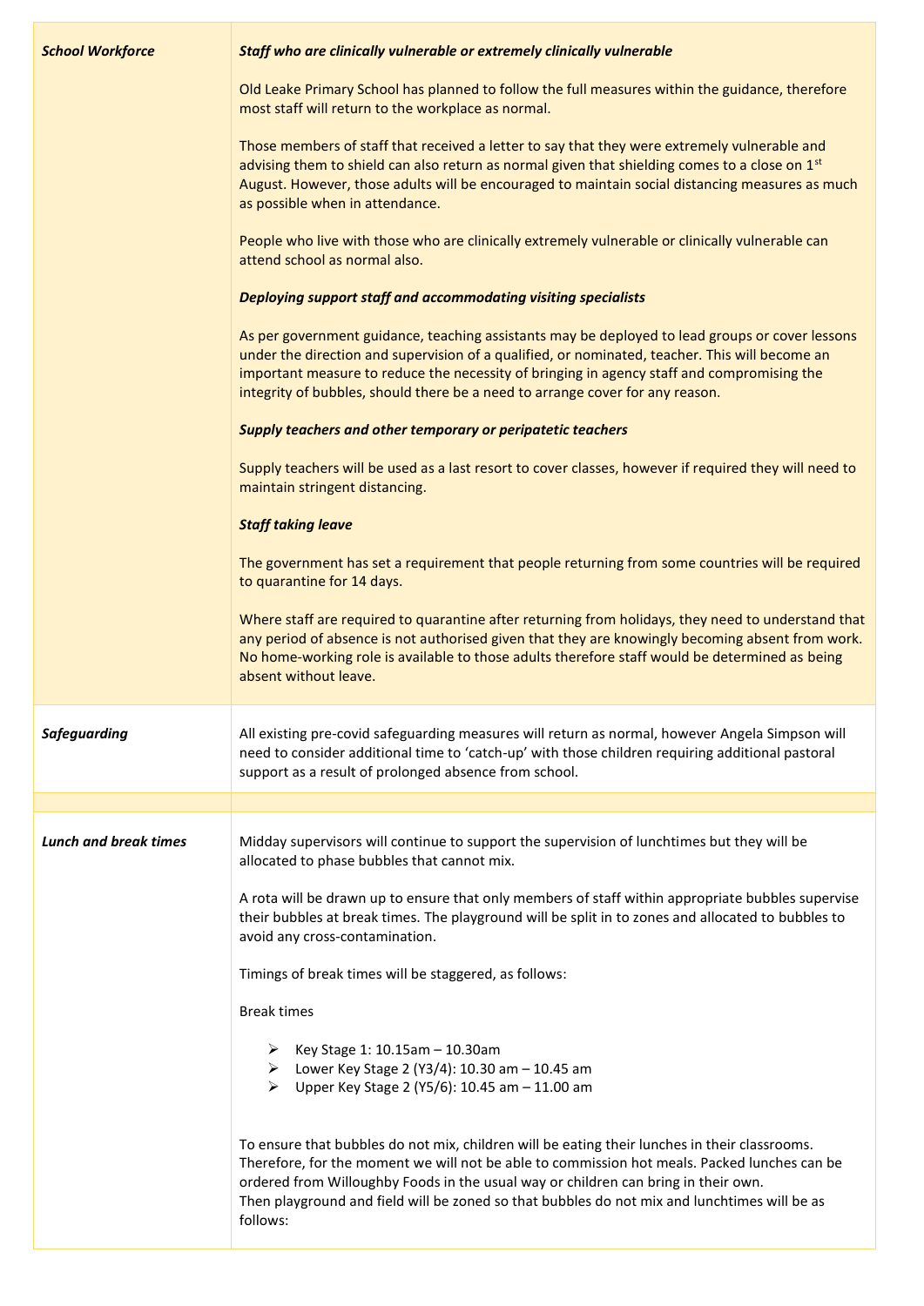| | |
|---|---|
| ***School Workforce*** | ***Staff who are clinically vulnerable or extremely clinically vulnerable*** <br><br> Old Leake Primary School has planned to follow the full measures within the guidance, therefore most staff will return to the workplace as normal. <br><br> Those members of staff that received a letter to say that they were extremely vulnerable and advising them to shield can also return as normal given that shielding comes to a close on 1st August. However, those adults will be encouraged to maintain social distancing measures as much as possible when in attendance. <br><br> People who live with those who are clinically extremely vulnerable or clinically vulnerable can attend school as normal also. <br><br> ***Deploying support staff and accommodating visiting specialists*** <br><br> As per government guidance, teaching assistants may be deployed to lead groups or cover lessons under the direction and supervision of a qualified, or nominated, teacher. This will become an important measure to reduce the necessity of bringing in agency staff and compromising the integrity of bubbles, should there be a need to arrange cover for any reason. <br><br> ***Supply teachers and other temporary or peripatetic teachers*** <br><br> Supply teachers will be used as a last resort to cover classes, however if required they will need to maintain stringent distancing. <br><br> ***Staff taking leave*** <br><br> The government has set a requirement that people returning from some countries will be required to quarantine for 14 days. <br><br> Where staff are required to quarantine after returning from holidays, they need to understand that any period of absence is not authorised given that they are knowingly becoming absent from work. No home-working role is available to those adults therefore staff would be determined as being absent without leave. |
| ***Safeguarding*** | All existing pre-covid safeguarding measures will return as normal, however Angela Simpson will need to consider additional time to 'catch-up' with those children requiring additional pastoral support as a result of prolonged absence from school. |
| | |
| ***Lunch and break times*** | Midday supervisors will continue to support the supervision of lunchtimes but they will be allocated to phase bubbles that cannot mix. <br><br> A rota will be drawn up to ensure that only members of staff within appropriate bubbles supervise their bubbles at break times. The playground will be split in to zones and allocated to bubbles to avoid any cross-contamination. <br><br> Timings of break times will be staggered, as follows: <br><br> Break times <br><br> ➢ Key Stage 1: 10.15am – 10.30am <br> ➢ Lower Key Stage 2 (Y3/4): 10.30 am – 10.45 am <br> ➢ Upper Key Stage 2 (Y5/6): 10.45 am – 11.00 am <br><br> To ensure that bubbles do not mix, children will be eating their lunches in their classrooms. Therefore, for the moment we will not be able to commission hot meals. Packed lunches can be ordered from Willoughby Foods in the usual way or children can bring in their own. <br> Then playground and field will be zoned so that bubbles do not mix and lunchtimes will be as follows: |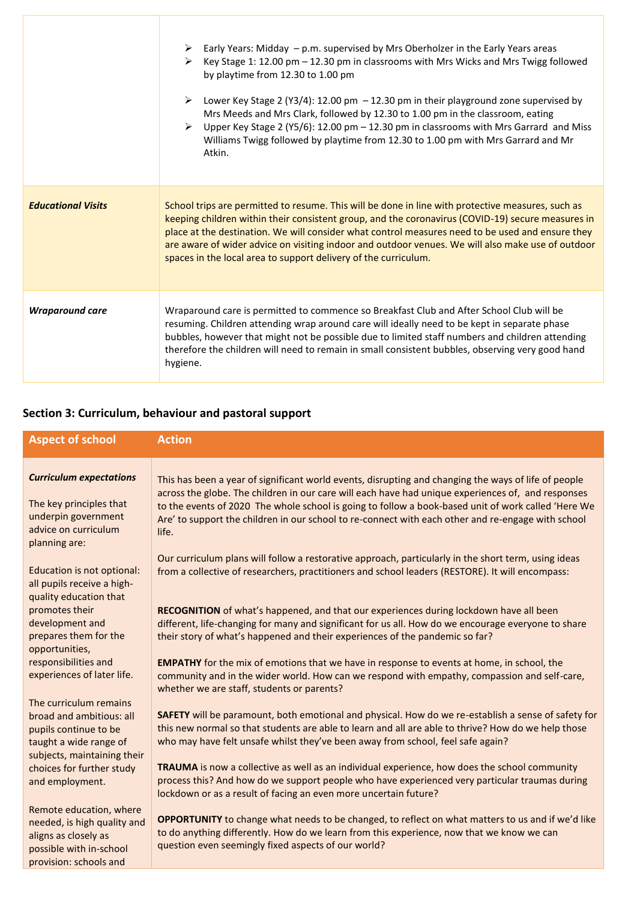| | |
|---|---|
| | - Early Years: Midday – p.m. supervised by Mrs Oberholzer in the Early Years areas<br>- Key Stage 1: 12.00 pm – 12.30 pm in classrooms with Mrs Wicks and Mrs Twigg followed by playtime from 12.30 to 1.00 pm<br>- Lower Key Stage 2 (Y3/4): 12.00 pm – 12.30 pm in their playground zone supervised by Mrs Meeds and Mrs Clark, followed by 12.30 to 1.00 pm in the classroom, eating<br>- Upper Key Stage 2 (Y5/6): 12.00 pm – 12.30 pm in classrooms with Mrs Garrard and Miss Williams Twigg followed by playtime from 12.30 to 1.00 pm with Mrs Garrard and Mr Atkin. |
| ***Educational Visits*** | School trips are permitted to resume. This will be done in line with protective measures, such as keeping children within their consistent group, and the coronavirus (COVID-19) secure measures in place at the destination. We will consider what control measures need to be used and ensure they are aware of wider advice on visiting indoor and outdoor venues. We will also make use of outdoor spaces in the local area to support delivery of the curriculum. |
| ***Wraparound care*** | Wraparound care is permitted to commence so Breakfast Club and After School Club will be resuming. Children attending wrap around care will ideally need to be kept in separate phase bubbles, however that might not be possible due to limited staff numbers and children attending therefore the children will need to remain in small consistent bubbles, observing very good hand hygiene. |

## Section 3: Curriculum, behaviour and pastoral support

| Aspect of school | Action |
|---|---|
| ***Curriculum expectations***<br><br>The key principles that underpin government advice on curriculum planning are:<br><br>Education is not optional: all pupils receive a high-quality education that promotes their development and prepares them for the opportunities, responsibilities and experiences of later life.<br><br>The curriculum remains broad and ambitious: all pupils continue to be taught a wide range of subjects, maintaining their choices for further study and employment.<br><br>Remote education, where needed, is high quality and aligns as closely as possible with in-school provision: schools and | This has been a year of significant world events, disrupting and changing the ways of life of people across the globe. The children in our care will each have had unique experiences of, and responses to the events of 2020 The whole school is going to follow a book-based unit of work called 'Here We Are' to support the children in our school to re-connect with each other and re-engage with school life.<br><br>Our curriculum plans will follow a restorative approach, particularly in the short term, using ideas from a collective of researchers, practitioners and school leaders (RESTORE). It will encompass:<br><br>**RECOGNITION** of what's happened, and that our experiences during lockdown have all been different, life-changing for many and significant for us all. How do we encourage everyone to share their story of what's happened and their experiences of the pandemic so far?<br><br>**EMPATHY** for the mix of emotions that we have in response to events at home, in school, the community and in the wider world. How can we respond with empathy, compassion and self-care, whether we are staff, students or parents?<br><br>**SAFETY** will be paramount, both emotional and physical. How do we re-establish a sense of safety for this new normal so that students are able to learn and all are able to thrive? How do we help those who may have felt unsafe whilst they've been away from school, feel safe again?<br><br>**TRAUMA** is now a collective as well as an individual experience, how does the school community process this? And how do we support people who have experienced very particular traumas during lockdown or as a result of facing an even more uncertain future?<br><br>**OPPORTUNITY** to change what needs to be changed, to reflect on what matters to us and if we'd like to do anything differently. How do we learn from this experience, now that we know we can question even seemingly fixed aspects of our world? |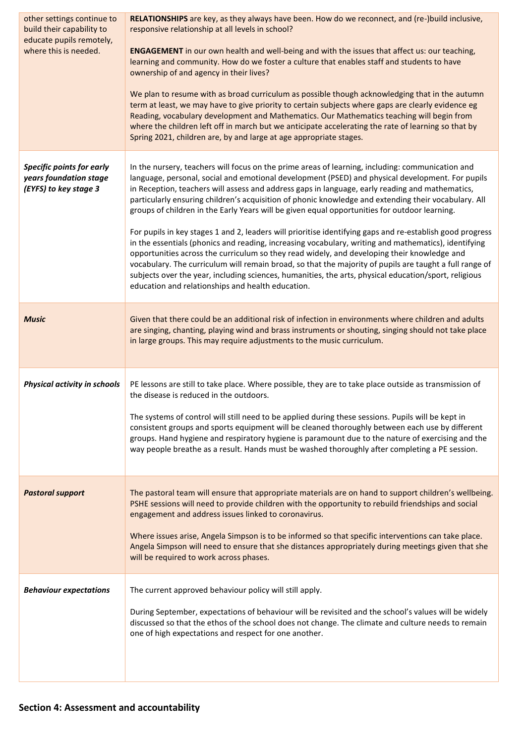| | |
|---|---|
| other settings continue to build their capability to educate pupils remotely, where this is needed. | **RELATIONSHIPS** are key, as they always have been. How do we reconnect, and (re-)build inclusive, responsive relationship at all levels in school?<br><br>**ENGAGEMENT** in our own health and well-being and with the issues that affect us: our teaching, learning and community. How do we foster a culture that enables staff and students to have ownership of and agency in their lives?<br><br>We plan to resume with as broad curriculum as possible though acknowledging that in the autumn term at least, we may have to give priority to certain subjects where gaps are clearly evidence eg Reading, vocabulary development and Mathematics. Our Mathematics teaching will begin from where the children left off in march but we anticipate accelerating the rate of learning so that by Spring 2021, children are, by and large at age appropriate stages. |
| ***Specific points for early years foundation stage (EYFS) to key stage 3*** | In the nursery, teachers will focus on the prime areas of learning, including: communication and language, personal, social and emotional development (PSED) and physical development. For pupils in Reception, teachers will assess and address gaps in language, early reading and mathematics, particularly ensuring children's acquisition of phonic knowledge and extending their vocabulary. All groups of children in the Early Years will be given equal opportunities for outdoor learning.<br><br>For pupils in key stages 1 and 2, leaders will prioritise identifying gaps and re-establish good progress in the essentials (phonics and reading, increasing vocabulary, writing and mathematics), identifying opportunities across the curriculum so they read widely, and developing their knowledge and vocabulary. The curriculum will remain broad, so that the majority of pupils are taught a full range of subjects over the year, including sciences, humanities, the arts, physical education/sport, religious education and relationships and health education. |
| ***Music*** | Given that there could be an additional risk of infection in environments where children and adults are singing, chanting, playing wind and brass instruments or shouting, singing should not take place in large groups. This may require adjustments to the music curriculum. |
| ***Physical activity in schools*** | PE lessons are still to take place. Where possible, they are to take place outside as transmission of the disease is reduced in the outdoors.<br><br>The systems of control will still need to be applied during these sessions. Pupils will be kept in consistent groups and sports equipment will be cleaned thoroughly between each use by different groups. Hand hygiene and respiratory hygiene is paramount due to the nature of exercising and the way people breathe as a result. Hands must be washed thoroughly after completing a PE session. |
| ***Pastoral support*** | The pastoral team will ensure that appropriate materials are on hand to support children's wellbeing. PSHE sessions will need to provide children with the opportunity to rebuild friendships and social engagement and address issues linked to coronavirus.<br><br>Where issues arise, Angela Simpson is to be informed so that specific interventions can take place. Angela Simpson will need to ensure that she distances appropriately during meetings given that she will be required to work across phases. |
| ***Behaviour expectations*** | The current approved behaviour policy will still apply.<br><br>During September, expectations of behaviour will be revisited and the school's values will be widely discussed so that the ethos of the school does not change. The climate and culture needs to remain one of high expectations and respect for one another. |

## Section 4: Assessment and accountability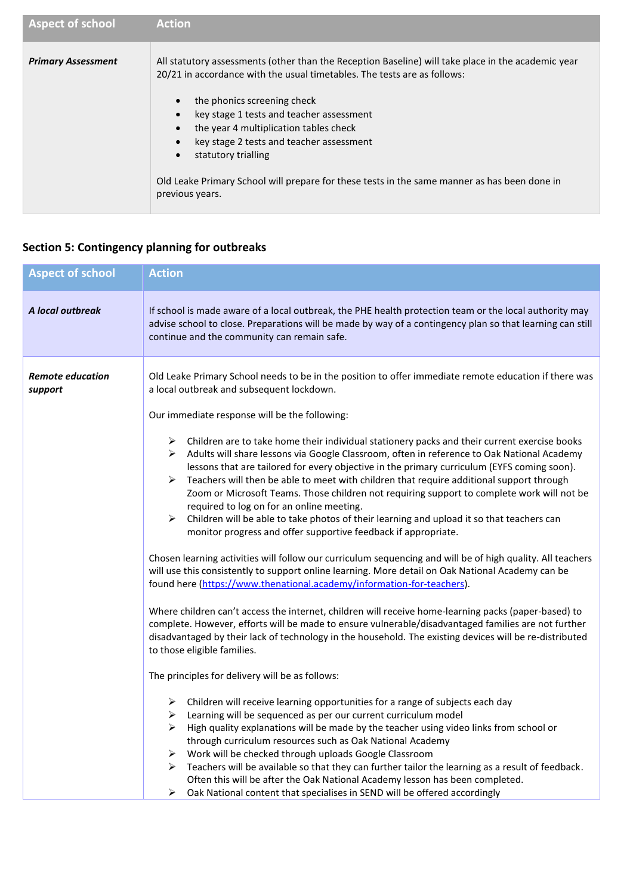| Aspect of school | Action |
|---|---|
| ***Primary Assessment*** | All statutory assessments (other than the Reception Baseline) will take place in the academic year 20/21 in accordance with the usual timetables. The tests are as follows:<br><br>• the phonics screening check<br>• key stage 1 tests and teacher assessment<br>• the year 4 multiplication tables check<br>• key stage 2 tests and teacher assessment<br>• statutory trialling<br><br>Old Leake Primary School will prepare for these tests in the same manner as has been done in previous years. |

## Section 5: Contingency planning for outbreaks

| Aspect of school | Action |
|---|---|
| ***A local outbreak*** | If school is made aware of a local outbreak, the PHE health protection team or the local authority may advise school to close. Preparations will be made by way of a contingency plan so that learning can still continue and the community can remain safe. |
| ***Remote education support*** | Old Leake Primary School needs to be in the position to offer immediate remote education if there was a local outbreak and subsequent lockdown.<br><br>Our immediate response will be the following:<br><br>➢ Children are to take home their individual stationery packs and their current exercise books<br>➢ Adults will share lessons via Google Classroom, often in reference to Oak National Academy lessons that are tailored for every objective in the primary curriculum (EYFS coming soon).<br>➢ Teachers will then be able to meet with children that require additional support through Zoom or Microsoft Teams. Those children not requiring support to complete work will not be required to log on for an online meeting.<br>➢ Children will be able to take photos of their learning and upload it so that teachers can monitor progress and offer supportive feedback if appropriate.<br><br>Chosen learning activities will follow our curriculum sequencing and will be of high quality. All teachers will use this consistently to support online learning. More detail on Oak National Academy can be found here ([https://www.thenational.academy/information-for-teachers](https://www.thenational.academy/information-for-teachers)).<br><br>Where children can't access the internet, children will receive home-learning packs (paper-based) to complete. However, efforts will be made to ensure vulnerable/disadvantaged families are not further disadvantaged by their lack of technology in the household. The existing devices will be re-distributed to those eligible families.<br><br>The principles for delivery will be as follows:<br><br>➢ Children will receive learning opportunities for a range of subjects each day<br>➢ Learning will be sequenced as per our current curriculum model<br>➢ High quality explanations will be made by the teacher using video links from school or through curriculum resources such as Oak National Academy<br>➢ Work will be checked through uploads Google Classroom<br>➢ Teachers will be available so that they can further tailor the learning as a result of feedback. Often this will be after the Oak National Academy lesson has been completed.<br>➢ Oak National content that specialises in SEND will be offered accordingly |